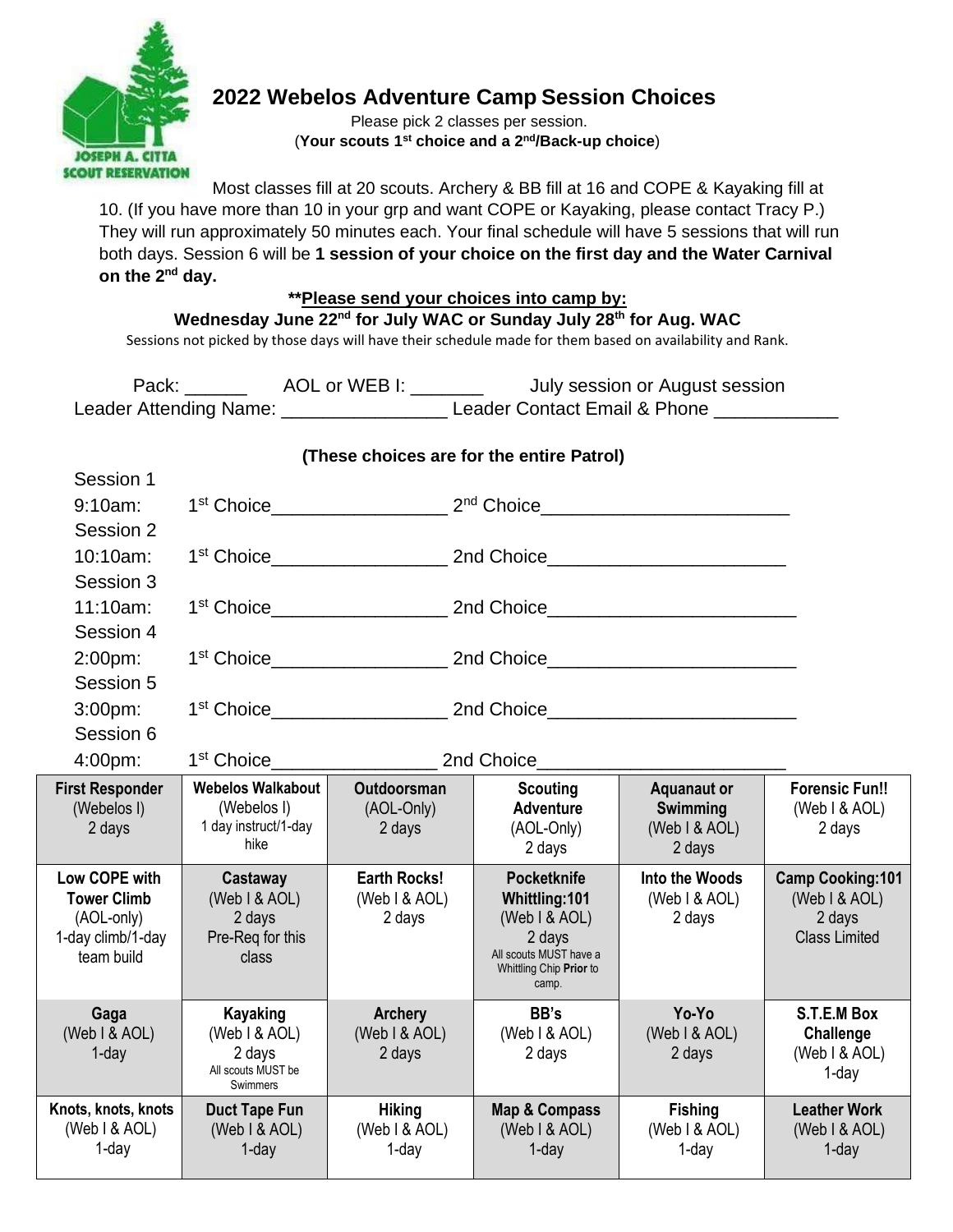# 2022 Webelos Adventure Camp Session Choices

Please pick 2 classes per session.
(**Your scouts 1st choice and a 2nd/Back-up choice**)

JOSEPH A. CITTA SCOUT RESERVATION

Most classes fill at 20 scouts. Archery & BB fill at 16 and COPE & Kayaking fill at 10. (If you have more than 10 in your grp and want COPE or Kayaking, please contact Tracy P.) They will run approximately 50 minutes each. Your final schedule will have 5 sessions that will run both days. Session 6 will be **1 session of your choice on the first day and the Water Carnival on the 2nd day.**

**Please send your choices into camp by:**
**Wednesday June 22nd for July WAC or Sunday July 28th for Aug. WAC**

Sessions not picked by those days will have their schedule made for them based on availability and Rank.

Pack: ______ AOL or WEB I: _______ July session or August session

Leader Attending Name: _______________ Leader Contact Email & Phone ___________

**(These choices are for the entire Patrol)**

Session 1
9:10am: 1st Choice________________ 2nd Choice______________________

Session 2
10:10am: 1st Choice________________ 2nd Choice______________________

Session 3
11:10am: 1st Choice________________ 2nd Choice______________________

Session 4
2:00pm: 1st Choice________________ 2nd Choice______________________

Session 5
3:00pm: 1st Choice________________ 2nd Choice______________________

Session 6
4:00pm: 1st Choice________________ 2nd Choice______________________

| **First Responder** (Webelos I) 2 days | **Webelos Walkabout** (Webelos I) 1 day instruct/1-day hike | **Outdoorsman** (AOL-Only) 2 days | **Scouting Adventure** (AOL-Only) 2 days | **Aquanaut or Swimming** (Web I & AOL) 2 days | **Forensic Fun!!** (Web I & AOL) 2 days |
|---|---|---|---|---|---|
| **Low COPE with Tower Climb** (AOL-only) 1-day climb/1-day team build | **Castaway** (Web I & AOL) 2 days Pre-Req for this class | **Earth Rocks!** (Web I & AOL) 2 days | **Pocketknife Whittling:101** (Web I & AOL) 2 days All scouts MUST have a Whittling Chip **Prior** to camp. | **Into the Woods** (Web I & AOL) 2 days | **Camp Cooking:101** (Web I & AOL) 2 days Class Limited |
| **Gaga** (Web I & AOL) 1-day | **Kayaking** (Web I & AOL) 2 days All scouts MUST be Swimmers | **Archery** (Web I & AOL) 2 days | **BB's** (Web I & AOL) 2 days | **Yo-Yo** (Web I & AOL) 2 days | **S.T.E.M Box Challenge** (Web I & AOL) 1-day |
| **Knots, knots, knots** (Web I & AOL) 1-day | **Duct Tape Fun** (Web I & AOL) 1-day | **Hiking** (Web I & AOL) 1-day | **Map & Compass** (Web I & AOL) 1-day | **Fishing** (Web I & AOL) 1-day | **Leather Work** (Web I & AOL) 1-day |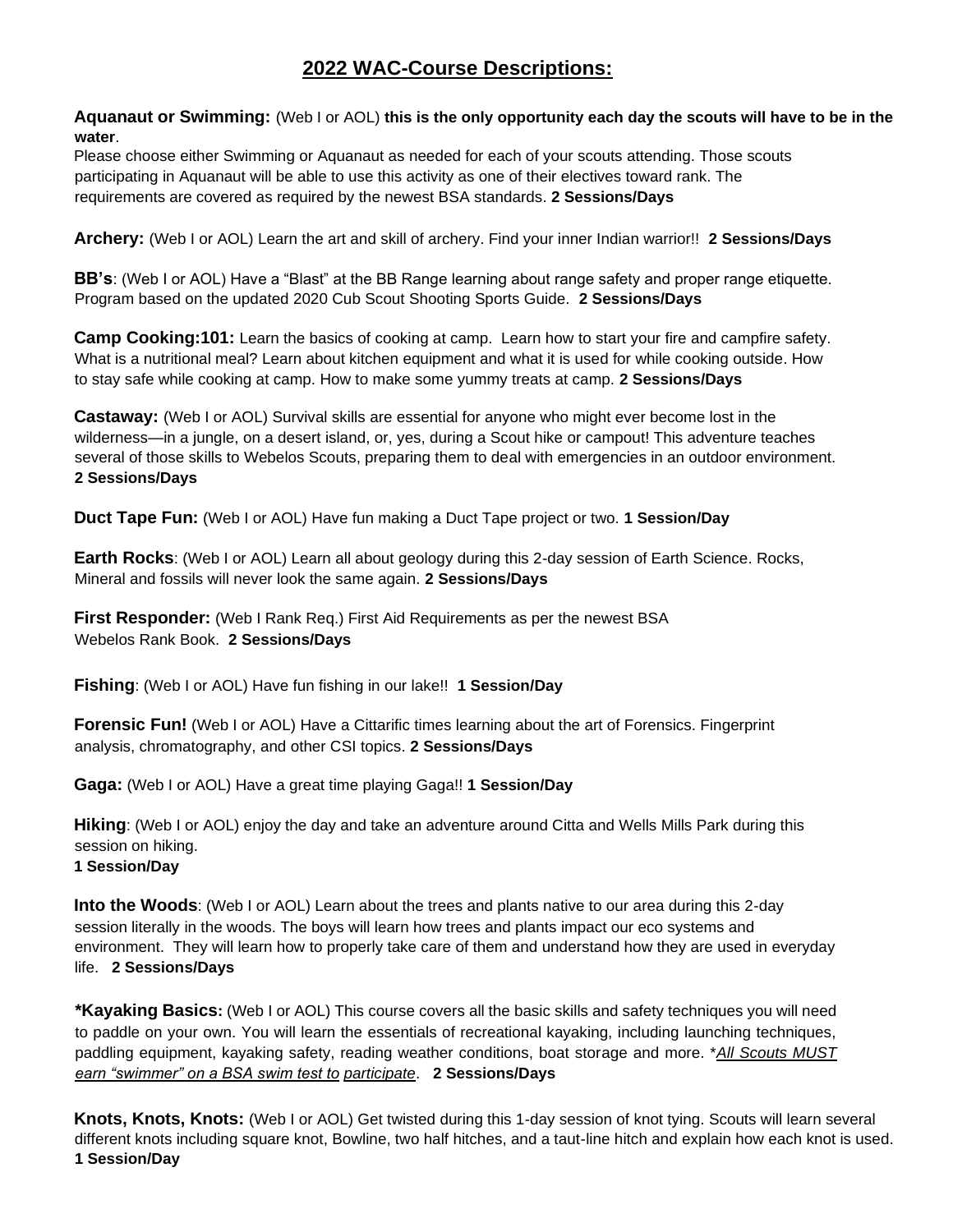# 2022 WAC-Course Descriptions:

**Aquanaut or Swimming:** (Web I or AOL) **this is the only opportunity each day the scouts will have to be in the water**.
Please choose either Swimming or Aquanaut as needed for each of your scouts attending. Those scouts participating in Aquanaut will be able to use this activity as one of their electives toward rank. The requirements are covered as required by the newest BSA standards. **2 Sessions/Days**

**Archery:** (Web I or AOL) Learn the art and skill of archery. Find your inner Indian warrior!! **2 Sessions/Days**

**BB's**: (Web I or AOL) Have a "Blast" at the BB Range learning about range safety and proper range etiquette. Program based on the updated 2020 Cub Scout Shooting Sports Guide. **2 Sessions/Days**

**Camp Cooking:101:** Learn the basics of cooking at camp. Learn how to start your fire and campfire safety. What is a nutritional meal? Learn about kitchen equipment and what it is used for while cooking outside. How to stay safe while cooking at camp. How to make some yummy treats at camp. **2 Sessions/Days**

**Castaway:** (Web I or AOL) Survival skills are essential for anyone who might ever become lost in the wilderness—in a jungle, on a desert island, or, yes, during a Scout hike or campout! This adventure teaches several of those skills to Webelos Scouts, preparing them to deal with emergencies in an outdoor environment. **2 Sessions/Days**

**Duct Tape Fun:** (Web I or AOL) Have fun making a Duct Tape project or two. **1 Session/Day**

**Earth Rocks**: (Web I or AOL) Learn all about geology during this 2-day session of Earth Science. Rocks, Mineral and fossils will never look the same again. **2 Sessions/Days**

**First Responder:** (Web I Rank Req.) First Aid Requirements as per the newest BSA Webelos Rank Book. **2 Sessions/Days**

**Fishing**: (Web I or AOL) Have fun fishing in our lake!! **1 Session/Day**

**Forensic Fun!** (Web I or AOL) Have a Cittarific times learning about the art of Forensics. Fingerprint analysis, chromatography, and other CSI topics. **2 Sessions/Days**

**Gaga:** (Web I or AOL) Have a great time playing Gaga!! **1 Session/Day**

**Hiking**: (Web I or AOL) enjoy the day and take an adventure around Citta and Wells Mills Park during this session on hiking.
**1 Session/Day**

**Into the Woods**: (Web I or AOL) Learn about the trees and plants native to our area during this 2-day session literally in the woods. The boys will learn how trees and plants impact our eco systems and environment. They will learn how to properly take care of them and understand how they are used in everyday life. **2 Sessions/Days**

***Kayaking Basics:** (Web I or AOL) This course covers all the basic skills and safety techniques you will need to paddle on your own. You will learn the essentials of recreational kayaking, including launching techniques, paddling equipment, kayaking safety, reading weather conditions, boat storage and more. **All Scouts MUST earn "swimmer" on a BSA swim test to participate*. **2 Sessions/Days**

**Knots, Knots, Knots:** (Web I or AOL) Get twisted during this 1-day session of knot tying. Scouts will learn several different knots including square knot, Bowline, two half hitches, and a taut-line hitch and explain how each knot is used.
**1 Session/Day**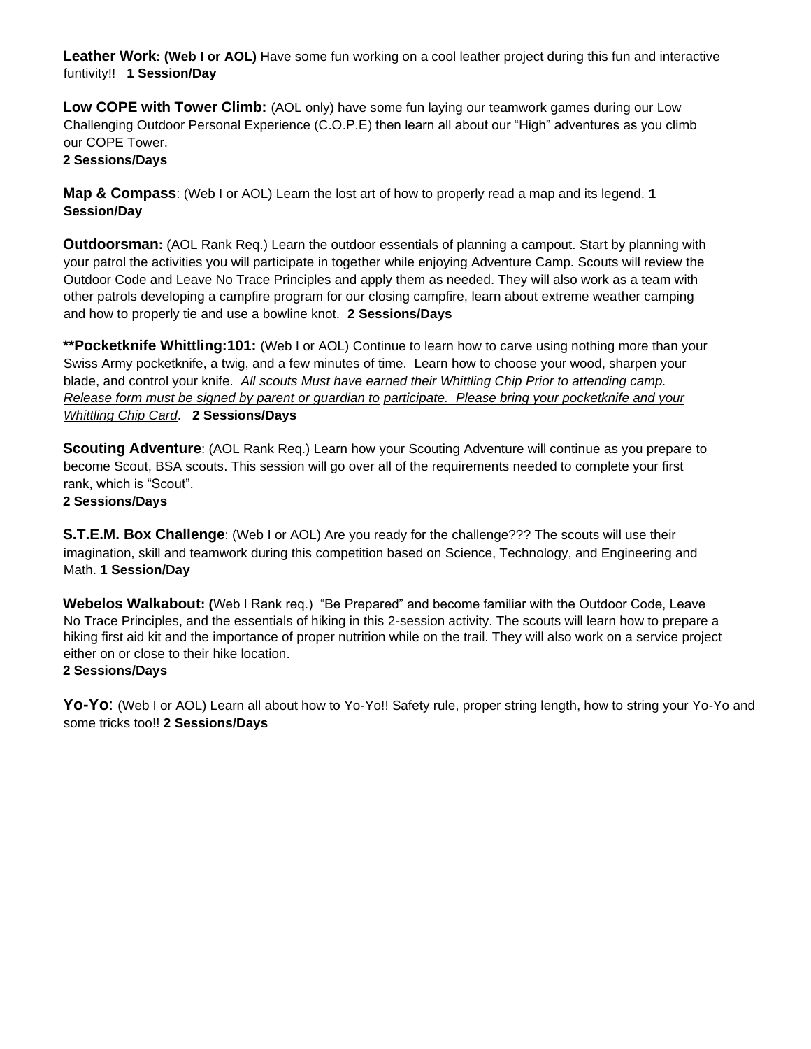**Leather Work: (Web I or AOL)** Have some fun working on a cool leather project during this fun and interactive funtivity!! **1 Session/Day**

**Low COPE with Tower Climb:** (AOL only) have some fun laying our teamwork games during our Low Challenging Outdoor Personal Experience (C.O.P.E) then learn all about our "High" adventures as you climb our COPE Tower.
**2 Sessions/Days**

**Map & Compass**: (Web I or AOL) Learn the lost art of how to properly read a map and its legend. **1 Session/Day**

**Outdoorsman:** (AOL Rank Req.) Learn the outdoor essentials of planning a campout. Start by planning with your patrol the activities you will participate in together while enjoying Adventure Camp. Scouts will review the Outdoor Code and Leave No Trace Principles and apply them as needed. They will also work as a team with other patrols developing a campfire program for our closing campfire, learn about extreme weather camping and how to properly tie and use a bowline knot. **2 Sessions/Days**

**\*\*Pocketknife Whittling:101:** (Web I or AOL) Continue to learn how to carve using nothing more than your Swiss Army pocketknife, a twig, and a few minutes of time. Learn how to choose your wood, sharpen your blade, and control your knife. *All scouts Must have earned their Whittling Chip Prior to attending camp. Release form must be signed by parent or guardian to participate. Please bring your pocketknife and your Whittling Chip Card*. **2 Sessions/Days**

**Scouting Adventure**: (AOL Rank Req.) Learn how your Scouting Adventure will continue as you prepare to become Scout, BSA scouts. This session will go over all of the requirements needed to complete your first rank, which is "Scout".
**2 Sessions/Days**

**S.T.E.M. Box Challenge**: (Web I or AOL) Are you ready for the challenge??? The scouts will use their imagination, skill and teamwork during this competition based on Science, Technology, and Engineering and Math. **1 Session/Day**

**Webelos Walkabout: (**Web I Rank req.) "Be Prepared" and become familiar with the Outdoor Code, Leave No Trace Principles, and the essentials of hiking in this 2-session activity. The scouts will learn how to prepare a hiking first aid kit and the importance of proper nutrition while on the trail. They will also work on a service project either on or close to their hike location.
**2 Sessions/Days**

**Yo-Yo**: (Web I or AOL) Learn all about how to Yo-Yo!! Safety rule, proper string length, how to string your Yo-Yo and some tricks too!! **2 Sessions/Days**